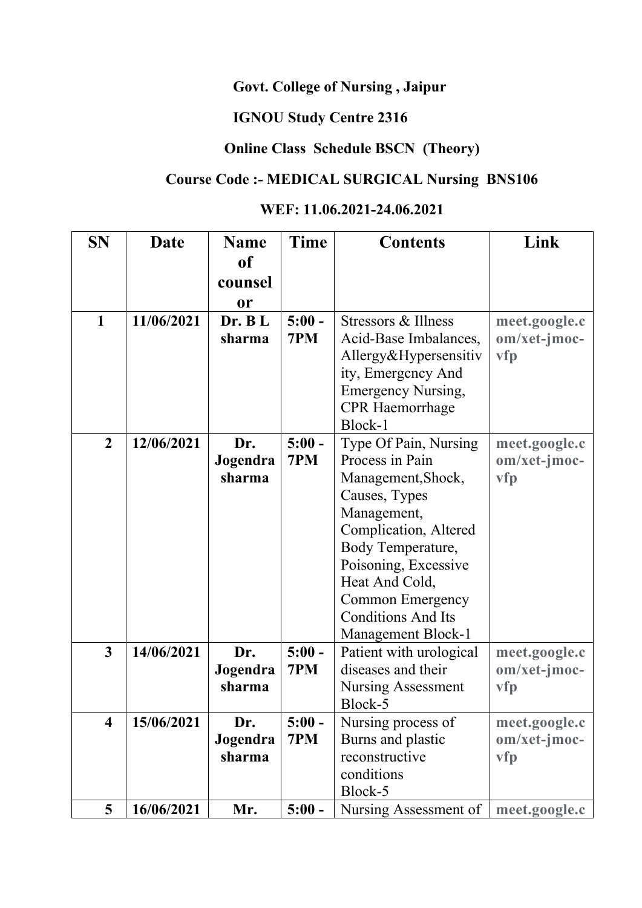**Govt. College of Nursing , Jaipur**

**IGNOU Study Centre 2316**

**Online Class Schedule BSCN (Theory)**

**Course Code :- MEDICAL SURGICAL Nursing BNS106**

**WEF: 11.06.2021-24.06.2021**

| SN | Date | Name of counselor | Time | Contents | Link |
|---|---|---|---|---|---|
| 1 | 11/06/2021 | Dr. B L sharma | 5:00 - 7PM | Stressors & Illness Acid-Base Imbalances, Allergy&Hypersensitivity, Emergency And Emergency Nursing, CPR Haemorrhage Block-1 | meet.google.com/xet-jmoc-vfp |
| 2 | 12/06/2021 | Dr. Jogendra sharma | 5:00 - 7PM | Type Of Pain, Nursing Process in Pain Management,Shock, Causes, Types Management, Complication, Altered Body Temperature, Poisoning, Excessive Heat And Cold, Common Emergency Conditions And Its Management Block-1 | meet.google.com/xet-jmoc-vfp |
| 3 | 14/06/2021 | Dr. Jogendra sharma | 5:00 - 7PM | Patient with urological diseases and their Nursing Assessment Block-5 | meet.google.com/xet-jmoc-vfp |
| 4 | 15/06/2021 | Dr. Jogendra sharma | 5:00 - 7PM | Nursing process of Burns and plastic reconstructive conditions Block-5 | meet.google.com/xet-jmoc-vfp |
| 5 | 16/06/2021 | Mr. | 5:00 - | Nursing Assessment of | meet.google.c |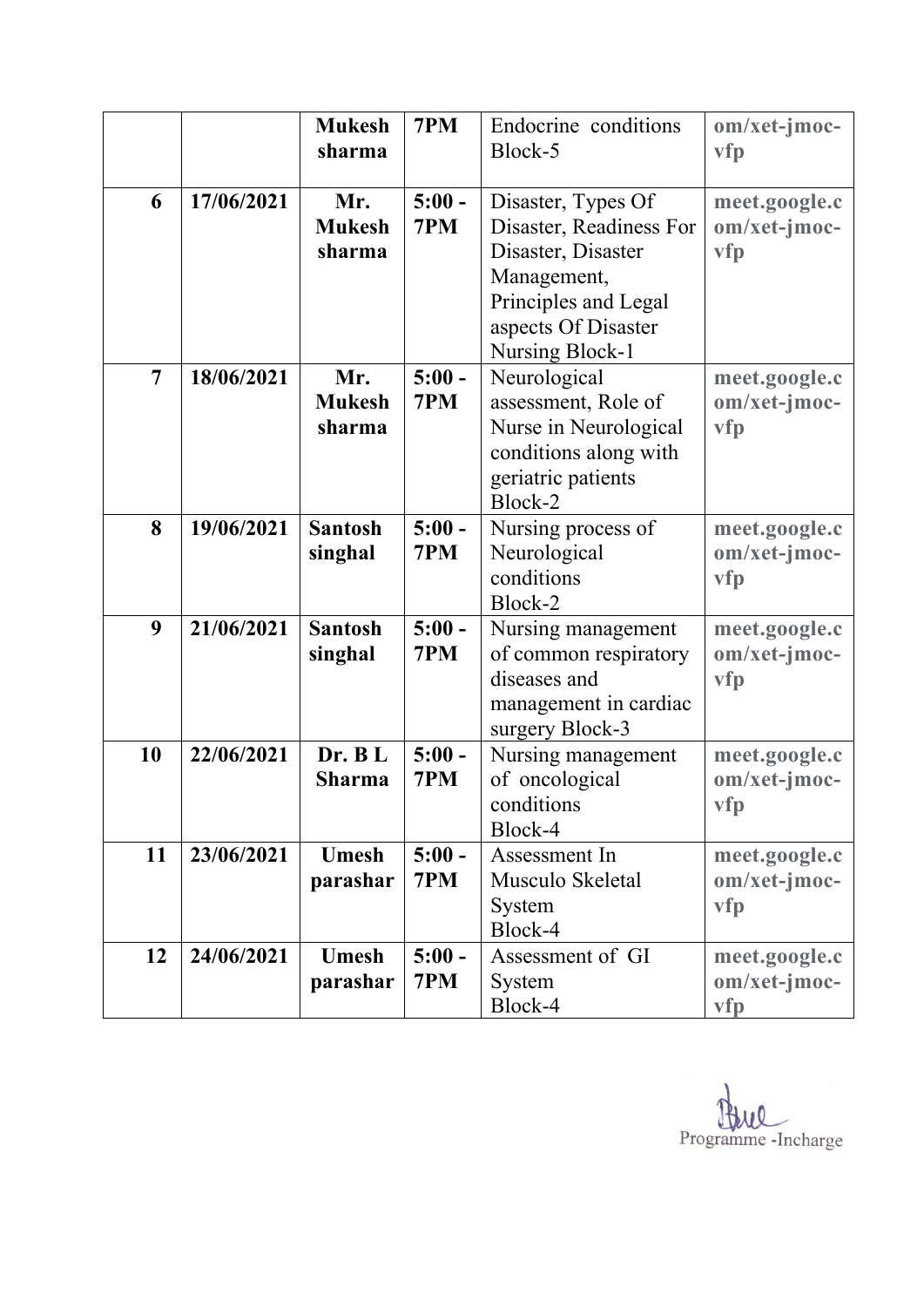| | | | | | |
|---|---|---|---|---|---|
| | | **Mukesh sharma** | **7PM** | Endocrine conditions Block-5 | **om/xet-jmoc-vfp** |
| **6** | **17/06/2021** | **Mr. Mukesh sharma** | **5:00 - 7PM** | Disaster, Types Of Disaster, Readiness For Disaster, Disaster Management, Principles and Legal aspects Of Disaster Nursing Block-1 | **meet.google.com/xet-jmoc-vfp** |
| **7** | **18/06/2021** | **Mr. Mukesh sharma** | **5:00 - 7PM** | Neurological assessment, Role of Nurse in Neurological conditions along with geriatric patients Block-2 | **meet.google.com/xet-jmoc-vfp** |
| **8** | **19/06/2021** | **Santosh singhal** | **5:00 - 7PM** | Nursing process of Neurological conditions Block-2 | **meet.google.com/xet-jmoc-vfp** |
| **9** | **21/06/2021** | **Santosh singhal** | **5:00 - 7PM** | Nursing management of common respiratory diseases and management in cardiac surgery Block-3 | **meet.google.com/xet-jmoc-vfp** |
| **10** | **22/06/2021** | **Dr. B L Sharma** | **5:00 - 7PM** | Nursing management of oncological conditions Block-4 | **meet.google.com/xet-jmoc-vfp** |
| **11** | **23/06/2021** | **Umesh parashar** | **5:00 - 7PM** | Assessment In Musculo Skeletal System Block-4 | **meet.google.com/xet-jmoc-vfp** |
| **12** | **24/06/2021** | **Umesh parashar** | **5:00 - 7PM** | Assessment of GI System Block-4 | **meet.google.com/xet-jmoc-vfp** |

Programme -Incharge